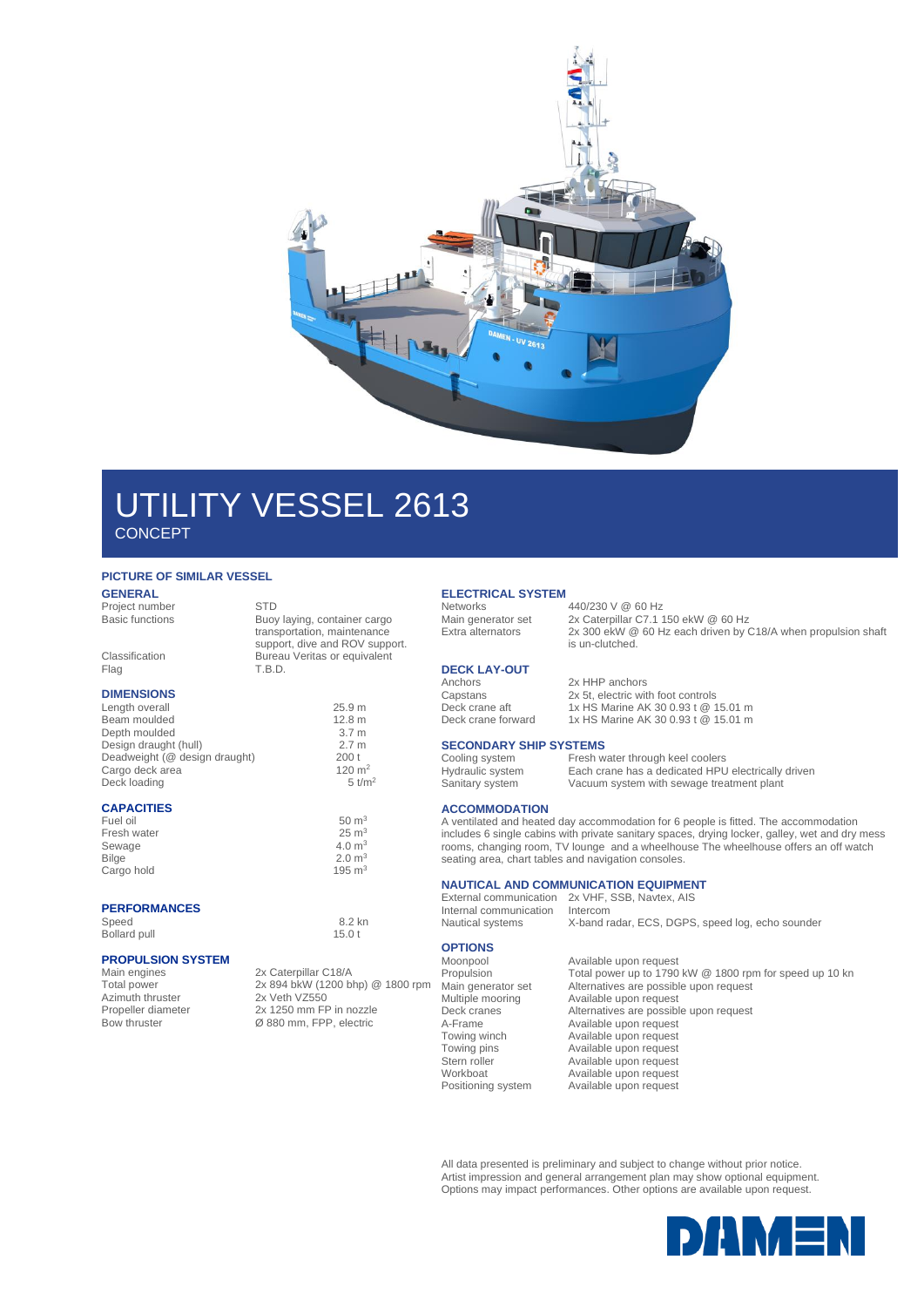# UTILITY VESSEL 2613

CONCEPT

**PICTURE OF SIMILAR VESSEL**

## GENERAL

| | |
|---|---|
| Project number | STD |
| Basic functions | Buoy laying, container cargo transportation, maintenance support, dive and ROV support. |
| Classification | Bureau Veritas or equivalent |
| Flag | T.B.D. |

## DIMENSIONS

| | |
|---|---|
| Length overall | 25.9 m |
| Beam moulded | 12.8 m |
| Depth moulded | 3.7 m |
| Design draught (hull) | 2.7 m |
| Deadweight (@ design draught) | 200 t |
| Cargo deck area | 120 $m^2$ |
| Deck loading | 5 $t/m^2$ |

## CAPACITIES

| | |
|---|---|
| Fuel oil | 50 $m^3$ |
| Fresh water | 25 $m^3$ |
| Sewage | 4.0 $m^3$ |
| Bilge | 2.0 $m^3$ |
| Cargo hold | 195 $m^3$ |

## PERFORMANCES

| | |
|---|---|
| Speed | 8.2 kn |
| Bollard pull | 15.0 t |

## PROPULSION SYSTEM

| | |
|---|---|
| Main engines | 2x Caterpillar C18/A |
| Total power | 2x 894 bkW (1200 bhp) @ 1800 rpm |
| Azimuth thruster | 2x Veth VZ550 |
| Propeller diameter | 2x 1250 mm FP in nozzle |
| Bow thruster | Ø 880 mm, FPP, electric |

## ELECTRICAL SYSTEM

| | |
|---|---|
| Networks | 440/230 V @ 60 Hz |
| Main generator set | 2x Caterpillar C7.1 150 ekW @ 60 Hz |
| Extra alternators | 2x 300 ekW @ 60 Hz each driven by C18/A when propulsion shaft is un-clutched. |

## DECK LAY-OUT

| | |
|---|---|
| Anchors | 2x HHP anchors |
| Capstans | 2x 5t, electric with foot controls |
| Deck crane aft | 1x HS Marine AK 30 0.93 t @ 15.01 m |
| Deck crane forward | 1x HS Marine AK 30 0.93 t @ 15.01 m |

## SECONDARY SHIP SYSTEMS

| | |
|---|---|
| Cooling system | Fresh water through keel coolers |
| Hydraulic system | Each crane has a dedicated HPU electrically driven |
| Sanitary system | Vacuum system with sewage treatment plant |

## ACCOMMODATION

A ventilated and heated day accommodation for 6 people is fitted. The accommodation includes 6 single cabins with private sanitary spaces, drying locker, galley, wet and dry mess rooms, changing room, TV lounge and a wheelhouse The wheelhouse offers an off watch seating area, chart tables and navigation consoles.

## NAUTICAL AND COMMUNICATION EQUIPMENT

| | |
|---|---|
| External communication | 2x VHF, SSB, Navtex, AIS |
| Internal communication | Intercom |
| Nautical systems | X-band radar, ECS, DGPS, speed log, echo sounder |

## OPTIONS

| | |
|---|---|
| Moonpool | Available upon request |
| Propulsion | Total power up to 1790 kW @ 1800 rpm for speed up 10 kn |
| Main generator set | Alternatives are possible upon request |
| Multiple mooring | Available upon request |
| Deck cranes | Alternatives are possible upon request |
| A-Frame | Available upon request |
| Towing winch | Available upon request |
| Towing pins | Available upon request |
| Stern roller | Available upon request |
| Workboat | Available upon request |
| Positioning system | Available upon request |

All data presented is preliminary and subject to change without prior notice. Artist impression and general arrangement plan may show optional equipment. Options may impact performances. Other options are available upon request.

DAMEN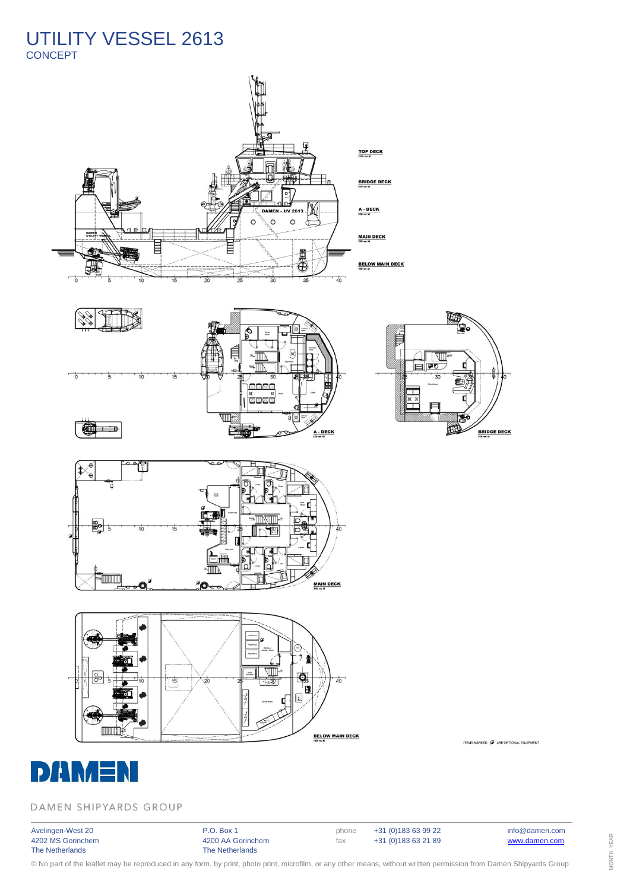# UTILITY VESSEL 2613

CONCEPT

TOP DECK

BRIDGE DECK

A - DECK

MAIN DECK

BELOW MAIN DECK

A - DECK

BRIDGE DECK

MAIN DECK

BELOW MAIN DECK

ITEMS MARKED ⌀ ARE OPTIONAL EQUIPMENT

DAMEN

DAMEN SHIPYARDS GROUP

Avelingen-West 20
4202 MS Gorinchem
The Netherlands

P.O. Box 1
4200 AA Gorinchem
The Netherlands

phone +31 (0)183 63 99 22
fax +31 (0)183 63 21 89

info@damen.com
www.damen.com

© No part of the leaflet may be reproduced in any form, by print, photo print, microfilm, or any other means, without written permission from Damen Shipyards Group

MONTH, YEAR